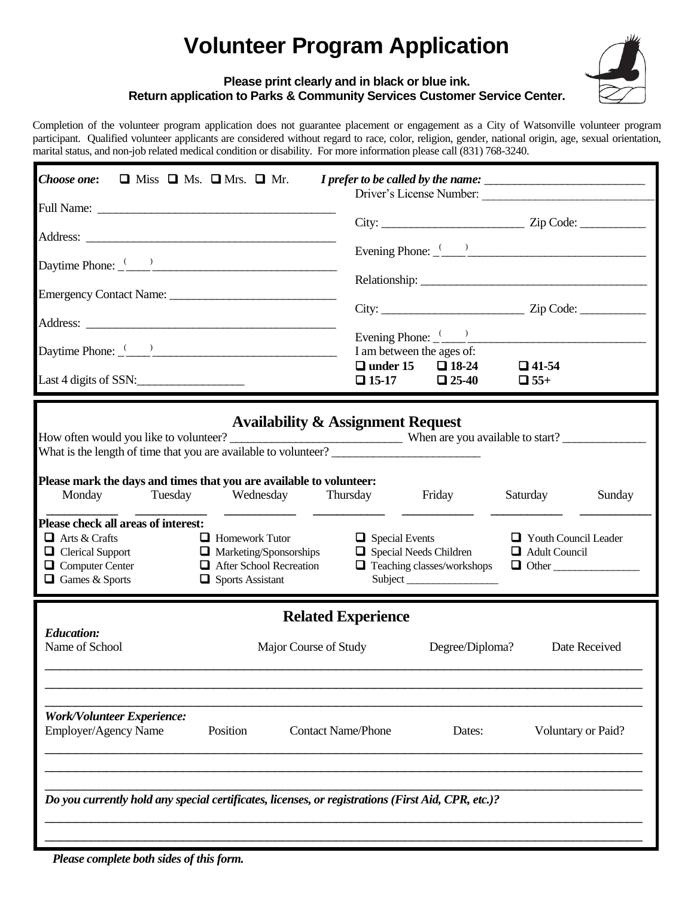# Volunteer Program Application

**Please print clearly and in black or blue ink.**
**Return application to Parks & Community Services Customer Service Center.**

Completion of the volunteer program application does not guarantee placement or engagement as a City of Watsonville volunteer program participant. Qualified volunteer applicants are considered without regard to race, color, religion, gender, national origin, age, sexual orientation, marital status, and non-job related medical condition or disability. For more information please call (831) 768-3240.

***Choose one*:** ❑ Miss ❑ Ms. ❑ Mrs. ❑ Mr. ***I prefer to be called by the name:*** ____________________________

Driver's License Number: ______________________________

Full Name: ________________________________________

City: ________________________ Zip Code: ___________

Address: ___________________________________________

Evening Phone: (____)______________________________

Daytime Phone: (____)______________________________

Relationship: ______________________________________

Emergency Contact Name: ____________________________

City: ________________________ Zip Code: ___________

Address: ___________________________________________

Evening Phone: (____)______________________________

Daytime Phone: (____)______________________________

I am between the ages of:
❑ **under 15** ❑ **18-24** ❑ **41-54**
❑ **15-17** ❑ **25-40** ❑ **55+**

Last 4 digits of SSN:__________________

## Availability & Assignment Request

How often would you like to volunteer? ____________________________ When are you available to start? ______________

What is the length of time that you are available to volunteer? ________________________

**Please mark the days and times that you are available to volunteer:**

| Monday | Tuesday | Wednesday | Thursday | Friday | Saturday | Sunday |
|---|---|---|---|---|---|---|
| ____ | ____ | ____ | ____ | ____ | ____ | ____ |

**Please check all areas of interest:**

- ❑ Arts & Crafts
- ❑ Clerical Support
- ❑ Computer Center
- ❑ Games & Sports
- ❑ Homework Tutor
- ❑ Marketing/Sponsorships
- ❑ After School Recreation
- ❑ Sports Assistant
- ❑ Special Events
- ❑ Special Needs Children
- ❑ Teaching classes/workshops
  Subject ________________
- ❑ Youth Council Leader
- ❑ Adult Council
- ❑ Other _______________

## Related Experience

***Education:***

| Name of School | Major Course of Study | Degree/Diploma? | Date Received |
|---|---|---|---|
| | | | |
| | | | |
| | | | |

***Work/Volunteer Experience:***

| Employer/Agency Name | Position | Contact Name/Phone | Dates: | Voluntary or Paid? |
|---|---|---|---|---|
| | | | | |
| | | | | |
| | | | | |

***Do you currently hold any special certificates, licenses, or registrations (First Aid, CPR, etc.)?***

______________________________________________________________________________

______________________________________________________________________________

***Please complete both sides of this form.***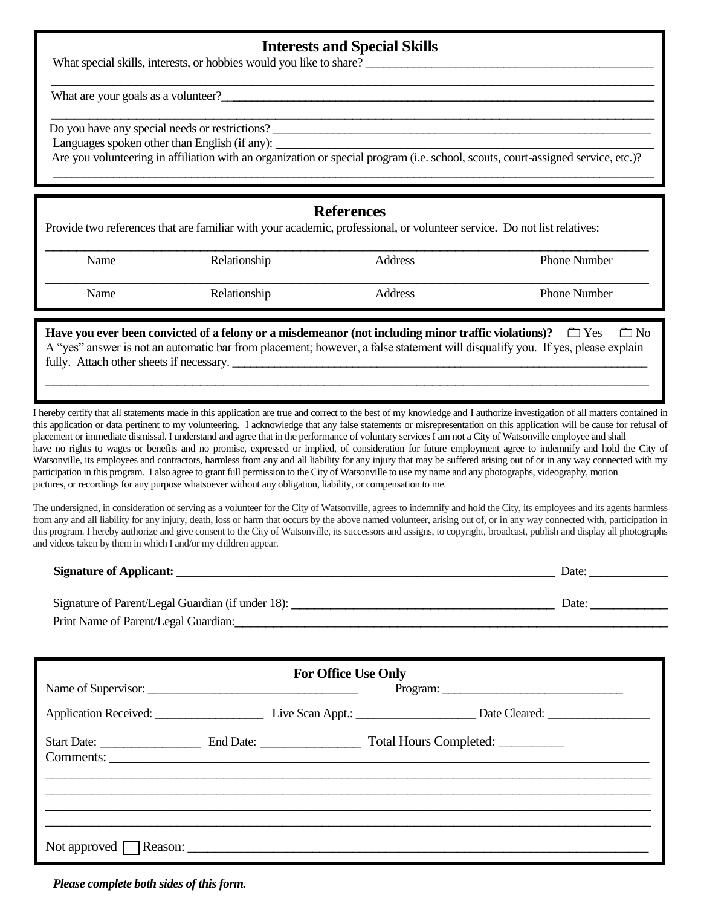## Interests and Special Skills

What special skills, interests, or hobbies would you like to share? ______________________________________________

_____________________________________________________________________________________________

What are your goals as a volunteer?__________________________________________________________________

_____________________________________________________________________________________________

Do you have any special needs or restrictions? _________________________________________________________

Languages spoken other than English (if any): _________________________________________________________

Are you volunteering in affiliation with an organization or special program (i.e. school, scouts, court-assigned service, etc.)?

_____________________________________________________________________________________________

## References

Provide two references that are familiar with your academic, professional, or volunteer service. Do not list relatives:

_____________________________________________________________________________________________

Name | Relationship | Address | Phone Number

_____________________________________________________________________________________________

Name | Relationship | Address | Phone Number

**Have you ever been convicted of a felony or a misdemeanor (not including minor traffic violations)?** ☐ Yes ☐ No

A "yes" answer is not an automatic bar from placement; however, a false statement will disqualify you. If yes, please explain fully. Attach other sheets if necessary. ________________________________________________________________

_____________________________________________________________________________________________

I hereby certify that all statements made in this application are true and correct to the best of my knowledge and I authorize investigation of all matters contained in this application or data pertinent to my volunteering. I acknowledge that any false statements or misrepresentation on this application will be cause for refusal of placement or immediate dismissal. I understand and agree that in the performance of voluntary services I am not a City of Watsonville employee and shall have no rights to wages or benefits and no promise, expressed or implied, of consideration for future employment agree to indemnify and hold the City of Watsonville, its employees and contractors, harmless from any and all liability for any injury that may be suffered arising out of or in any way connected with my participation in this program. I also agree to grant full permission to the City of Watsonville to use my name and any photographs, videography, motion pictures, or recordings for any purpose whatsoever without any obligation, liability, or compensation to me.

The undersigned, in consideration of serving as a volunteer for the City of Watsonville, agrees to indemnify and hold the City, its employees and its agents harmless from any and all liability for any injury, death, loss or harm that occurs by the above named volunteer, arising out of, or in any way connected with, participation in this program. I hereby authorize and give consent to the City of Watsonville, its successors and assigns, to copyright, broadcast, publish and display all photographs and videos taken by them in which I and/or my children appear.

**Signature of Applicant:** ________________________________________________ Date: ____________

Signature of Parent/Legal Guardian (if under 18): ________________________________ Date: ____________

Print Name of Parent/Legal Guardian:_____________________________________________________

**For Office Use Only**

Name of Supervisor: ______________________________ Program: __________________________

Application Received: _______________ Live Scan Appt.: _________________ Date Cleared: _______________

Start Date: ______________ End Date: ______________ Total Hours Completed: __________

Comments: ___________________________________________________________________________

_____________________________________________________________________________________________

_____________________________________________________________________________________________

_____________________________________________________________________________________________

_____________________________________________________________________________________________

Not approved ☐ Reason: ________________________________________________________________

***Please complete both sides of this form.***